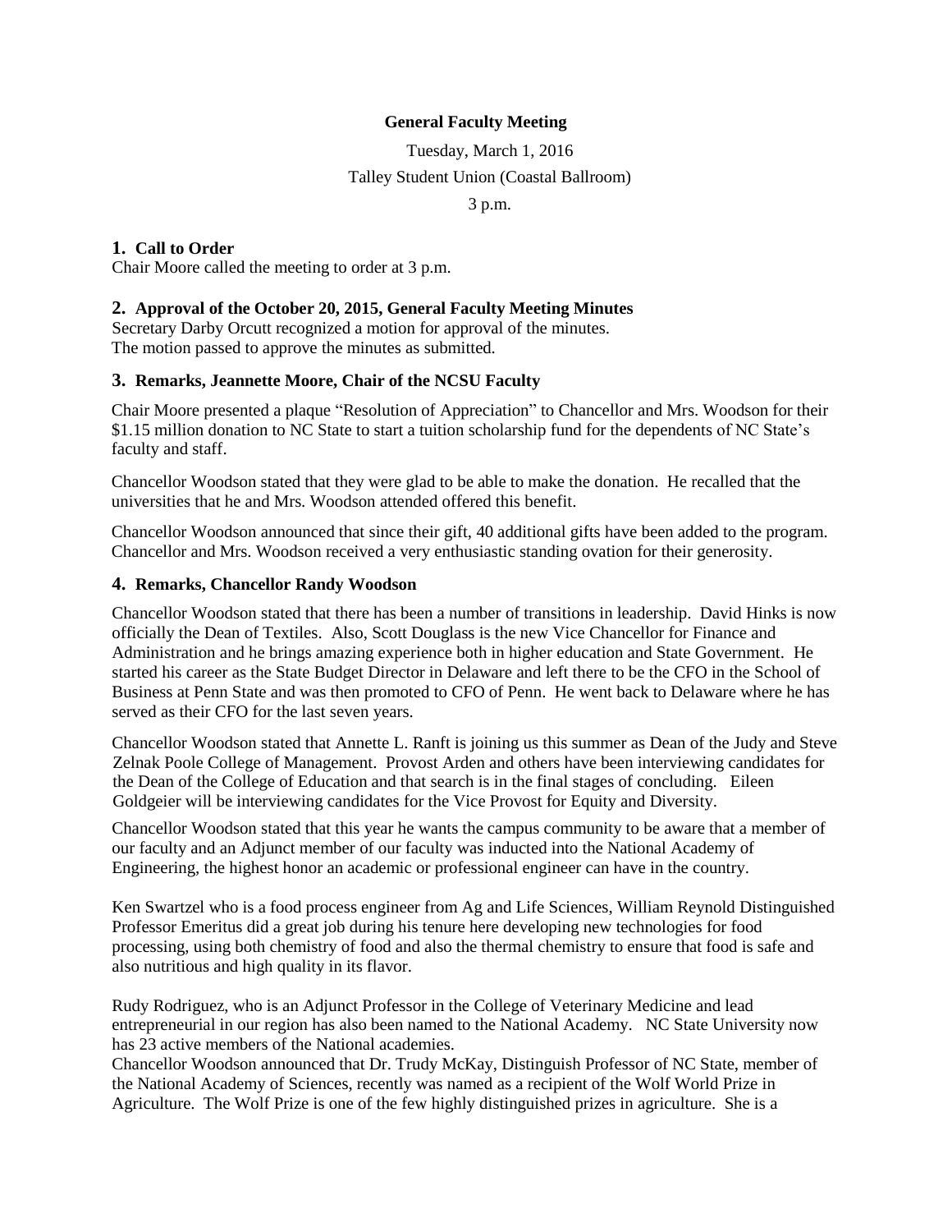**General Faculty Meeting**

Tuesday, March 1, 2016

Talley Student Union (Coastal Ballroom)

3 p.m.

### 1. Call to Order

Chair Moore called the meeting to order at 3 p.m.

### 2. Approval of the October 20, 2015, General Faculty Meeting Minutes

Secretary Darby Orcutt recognized a motion for approval of the minutes.
The motion passed to approve the minutes as submitted.

### 3. Remarks, Jeannette Moore, Chair of the NCSU Faculty

Chair Moore presented a plaque "Resolution of Appreciation" to Chancellor and Mrs. Woodson for their $1.15 million donation to NC State to start a tuition scholarship fund for the dependents of NC State's faculty and staff.

Chancellor Woodson stated that they were glad to be able to make the donation. He recalled that the universities that he and Mrs. Woodson attended offered this benefit.

Chancellor Woodson announced that since their gift, 40 additional gifts have been added to the program. Chancellor and Mrs. Woodson received a very enthusiastic standing ovation for their generosity.

### 4. Remarks, Chancellor Randy Woodson

Chancellor Woodson stated that there has been a number of transitions in leadership. David Hinks is now officially the Dean of Textiles. Also, Scott Douglass is the new Vice Chancellor for Finance and Administration and he brings amazing experience both in higher education and State Government. He started his career as the State Budget Director in Delaware and left there to be the CFO in the School of Business at Penn State and was then promoted to CFO of Penn. He went back to Delaware where he has served as their CFO for the last seven years.

Chancellor Woodson stated that Annette L. Ranft is joining us this summer as Dean of the Judy and Steve Zelnak Poole College of Management. Provost Arden and others have been interviewing candidates for the Dean of the College of Education and that search is in the final stages of concluding. Eileen Goldgeier will be interviewing candidates for the Vice Provost for Equity and Diversity.

Chancellor Woodson stated that this year he wants the campus community to be aware that a member of our faculty and an Adjunct member of our faculty was inducted into the National Academy of Engineering, the highest honor an academic or professional engineer can have in the country.

Ken Swartzel who is a food process engineer from Ag and Life Sciences, William Reynold Distinguished Professor Emeritus did a great job during his tenure here developing new technologies for food processing, using both chemistry of food and also the thermal chemistry to ensure that food is safe and also nutritious and high quality in its flavor.

Rudy Rodriguez, who is an Adjunct Professor in the College of Veterinary Medicine and lead entrepreneurial in our region has also been named to the National Academy. NC State University now has 23 active members of the National academies.

Chancellor Woodson announced that Dr. Trudy McKay, Distinguish Professor of NC State, member of the National Academy of Sciences, recently was named as a recipient of the Wolf World Prize in Agriculture. The Wolf Prize is one of the few highly distinguished prizes in agriculture. She is a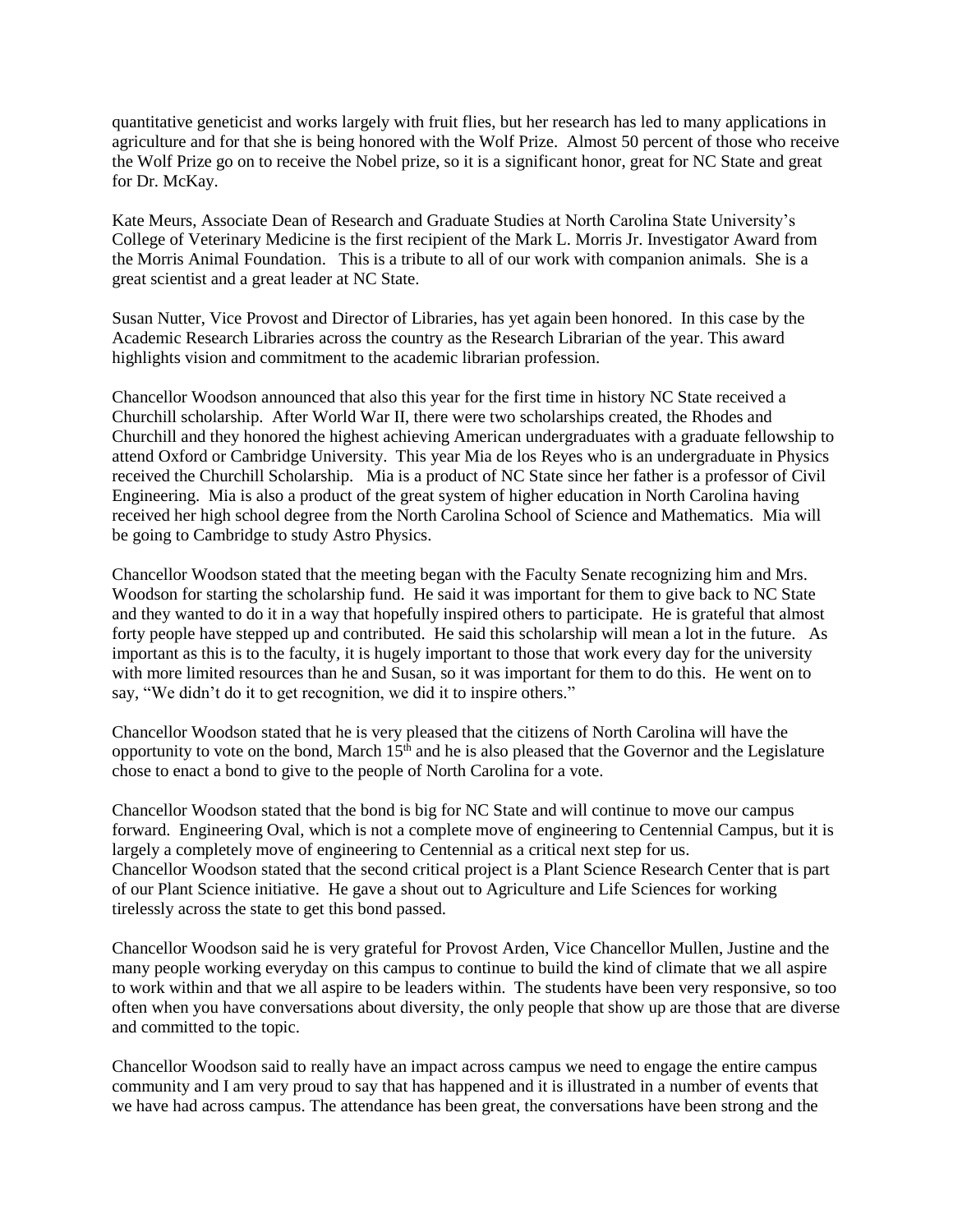quantitative geneticist and works largely with fruit flies, but her research has led to many applications in agriculture and for that she is being honored with the Wolf Prize. Almost 50 percent of those who receive the Wolf Prize go on to receive the Nobel prize, so it is a significant honor, great for NC State and great for Dr. McKay.

Kate Meurs, Associate Dean of Research and Graduate Studies at North Carolina State University's College of Veterinary Medicine is the first recipient of the Mark L. Morris Jr. Investigator Award from the Morris Animal Foundation. This is a tribute to all of our work with companion animals. She is a great scientist and a great leader at NC State.

Susan Nutter, Vice Provost and Director of Libraries, has yet again been honored. In this case by the Academic Research Libraries across the country as the Research Librarian of the year. This award highlights vision and commitment to the academic librarian profession.

Chancellor Woodson announced that also this year for the first time in history NC State received a Churchill scholarship. After World War II, there were two scholarships created, the Rhodes and Churchill and they honored the highest achieving American undergraduates with a graduate fellowship to attend Oxford or Cambridge University. This year Mia de los Reyes who is an undergraduate in Physics received the Churchill Scholarship. Mia is a product of NC State since her father is a professor of Civil Engineering. Mia is also a product of the great system of higher education in North Carolina having received her high school degree from the North Carolina School of Science and Mathematics. Mia will be going to Cambridge to study Astro Physics.

Chancellor Woodson stated that the meeting began with the Faculty Senate recognizing him and Mrs. Woodson for starting the scholarship fund. He said it was important for them to give back to NC State and they wanted to do it in a way that hopefully inspired others to participate. He is grateful that almost forty people have stepped up and contributed. He said this scholarship will mean a lot in the future. As important as this is to the faculty, it is hugely important to those that work every day for the university with more limited resources than he and Susan, so it was important for them to do this. He went on to say, "We didn't do it to get recognition, we did it to inspire others."

Chancellor Woodson stated that he is very pleased that the citizens of North Carolina will have the opportunity to vote on the bond, March 15th and he is also pleased that the Governor and the Legislature chose to enact a bond to give to the people of North Carolina for a vote.

Chancellor Woodson stated that the bond is big for NC State and will continue to move our campus forward. Engineering Oval, which is not a complete move of engineering to Centennial Campus, but it is largely a completely move of engineering to Centennial as a critical next step for us.
Chancellor Woodson stated that the second critical project is a Plant Science Research Center that is part of our Plant Science initiative. He gave a shout out to Agriculture and Life Sciences for working tirelessly across the state to get this bond passed.

Chancellor Woodson said he is very grateful for Provost Arden, Vice Chancellor Mullen, Justine and the many people working everyday on this campus to continue to build the kind of climate that we all aspire to work within and that we all aspire to be leaders within. The students have been very responsive, so too often when you have conversations about diversity, the only people that show up are those that are diverse and committed to the topic.

Chancellor Woodson said to really have an impact across campus we need to engage the entire campus community and I am very proud to say that has happened and it is illustrated in a number of events that we have had across campus. The attendance has been great, the conversations have been strong and the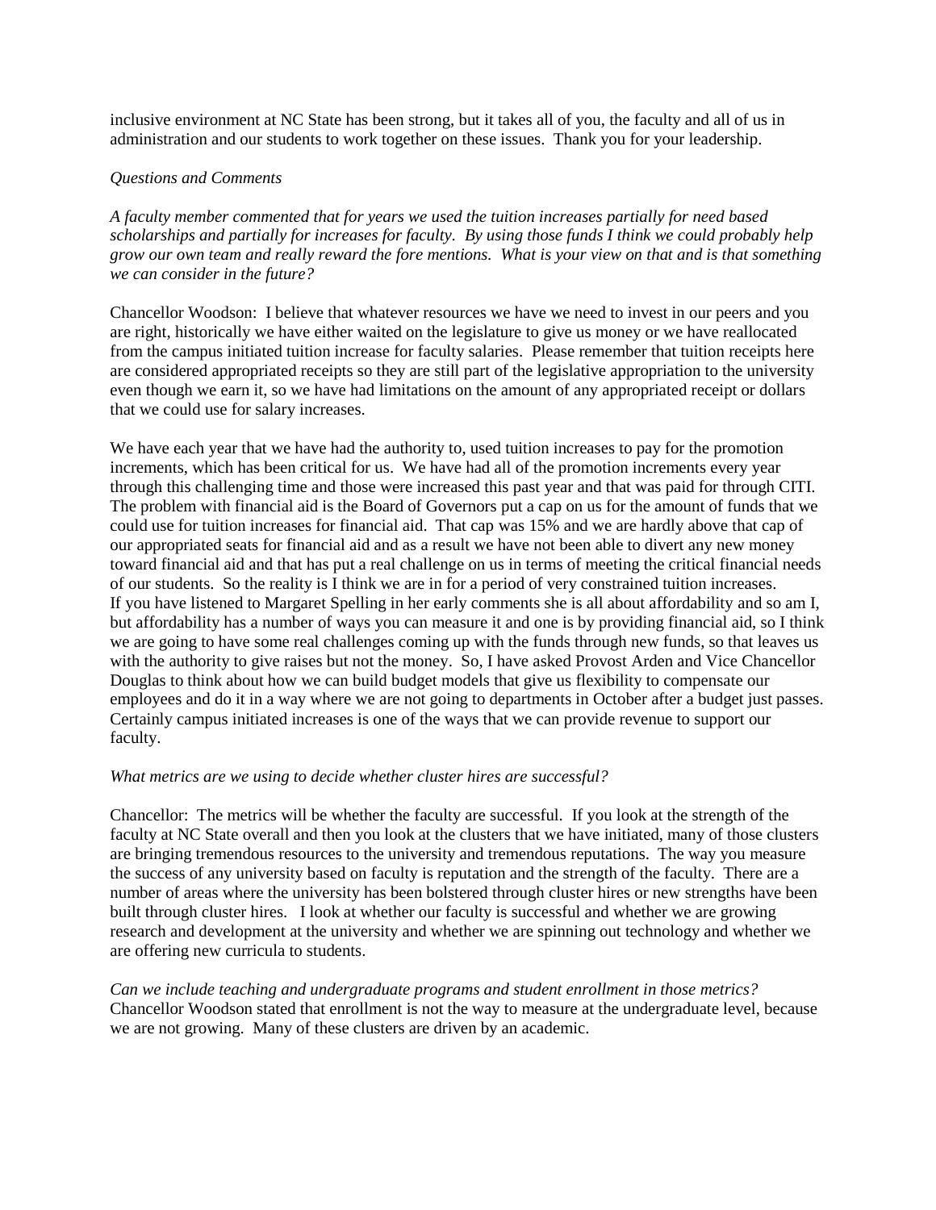inclusive environment at NC State has been strong, but it takes all of you, the faculty and all of us in administration and our students to work together on these issues. Thank you for your leadership.

*Questions and Comments*

*A faculty member commented that for years we used the tuition increases partially for need based scholarships and partially for increases for faculty. By using those funds I think we could probably help grow our own team and really reward the fore mentions. What is your view on that and is that something we can consider in the future?*

Chancellor Woodson: I believe that whatever resources we have we need to invest in our peers and you are right, historically we have either waited on the legislature to give us money or we have reallocated from the campus initiated tuition increase for faculty salaries. Please remember that tuition receipts here are considered appropriated receipts so they are still part of the legislative appropriation to the university even though we earn it, so we have had limitations on the amount of any appropriated receipt or dollars that we could use for salary increases.

We have each year that we have had the authority to, used tuition increases to pay for the promotion increments, which has been critical for us. We have had all of the promotion increments every year through this challenging time and those were increased this past year and that was paid for through CITI. The problem with financial aid is the Board of Governors put a cap on us for the amount of funds that we could use for tuition increases for financial aid. That cap was 15% and we are hardly above that cap of our appropriated seats for financial aid and as a result we have not been able to divert any new money toward financial aid and that has put a real challenge on us in terms of meeting the critical financial needs of our students. So the reality is I think we are in for a period of very constrained tuition increases. If you have listened to Margaret Spelling in her early comments she is all about affordability and so am I, but affordability has a number of ways you can measure it and one is by providing financial aid, so I think we are going to have some real challenges coming up with the funds through new funds, so that leaves us with the authority to give raises but not the money. So, I have asked Provost Arden and Vice Chancellor Douglas to think about how we can build budget models that give us flexibility to compensate our employees and do it in a way where we are not going to departments in October after a budget just passes. Certainly campus initiated increases is one of the ways that we can provide revenue to support our faculty.

*What metrics are we using to decide whether cluster hires are successful?*

Chancellor: The metrics will be whether the faculty are successful. If you look at the strength of the faculty at NC State overall and then you look at the clusters that we have initiated, many of those clusters are bringing tremendous resources to the university and tremendous reputations. The way you measure the success of any university based on faculty is reputation and the strength of the faculty. There are a number of areas where the university has been bolstered through cluster hires or new strengths have been built through cluster hires. I look at whether our faculty is successful and whether we are growing research and development at the university and whether we are spinning out technology and whether we are offering new curricula to students.

*Can we include teaching and undergraduate programs and student enrollment in those metrics?*
Chancellor Woodson stated that enrollment is not the way to measure at the undergraduate level, because we are not growing. Many of these clusters are driven by an academic.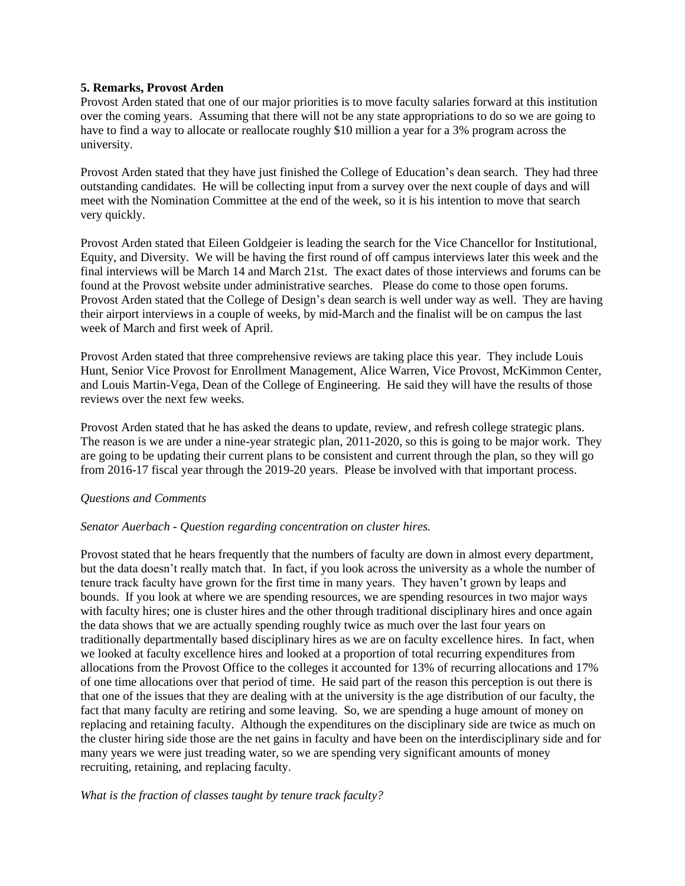**5. Remarks, Provost Arden**

Provost Arden stated that one of our major priorities is to move faculty salaries forward at this institution over the coming years. Assuming that there will not be any state appropriations to do so we are going to have to find a way to allocate or reallocate roughly $10 million a year for a 3% program across the university.

Provost Arden stated that they have just finished the College of Education's dean search. They had three outstanding candidates. He will be collecting input from a survey over the next couple of days and will meet with the Nomination Committee at the end of the week, so it is his intention to move that search very quickly.

Provost Arden stated that Eileen Goldgeier is leading the search for the Vice Chancellor for Institutional, Equity, and Diversity. We will be having the first round of off campus interviews later this week and the final interviews will be March 14 and March 21st. The exact dates of those interviews and forums can be found at the Provost website under administrative searches. Please do come to those open forums. Provost Arden stated that the College of Design's dean search is well under way as well. They are having their airport interviews in a couple of weeks, by mid-March and the finalist will be on campus the last week of March and first week of April.

Provost Arden stated that three comprehensive reviews are taking place this year. They include Louis Hunt, Senior Vice Provost for Enrollment Management, Alice Warren, Vice Provost, McKimmon Center, and Louis Martin-Vega, Dean of the College of Engineering. He said they will have the results of those reviews over the next few weeks.

Provost Arden stated that he has asked the deans to update, review, and refresh college strategic plans. The reason is we are under a nine-year strategic plan, 2011-2020, so this is going to be major work. They are going to be updating their current plans to be consistent and current through the plan, so they will go from 2016-17 fiscal year through the 2019-20 years. Please be involved with that important process.

*Questions and Comments*

*Senator Auerbach - Question regarding concentration on cluster hires.*

Provost stated that he hears frequently that the numbers of faculty are down in almost every department, but the data doesn't really match that. In fact, if you look across the university as a whole the number of tenure track faculty have grown for the first time in many years. They haven't grown by leaps and bounds. If you look at where we are spending resources, we are spending resources in two major ways with faculty hires; one is cluster hires and the other through traditional disciplinary hires and once again the data shows that we are actually spending roughly twice as much over the last four years on traditionally departmentally based disciplinary hires as we are on faculty excellence hires. In fact, when we looked at faculty excellence hires and looked at a proportion of total recurring expenditures from allocations from the Provost Office to the colleges it accounted for 13% of recurring allocations and 17% of one time allocations over that period of time. He said part of the reason this perception is out there is that one of the issues that they are dealing with at the university is the age distribution of our faculty, the fact that many faculty are retiring and some leaving. So, we are spending a huge amount of money on replacing and retaining faculty. Although the expenditures on the disciplinary side are twice as much on the cluster hiring side those are the net gains in faculty and have been on the interdisciplinary side and for many years we were just treading water, so we are spending very significant amounts of money recruiting, retaining, and replacing faculty.

*What is the fraction of classes taught by tenure track faculty?*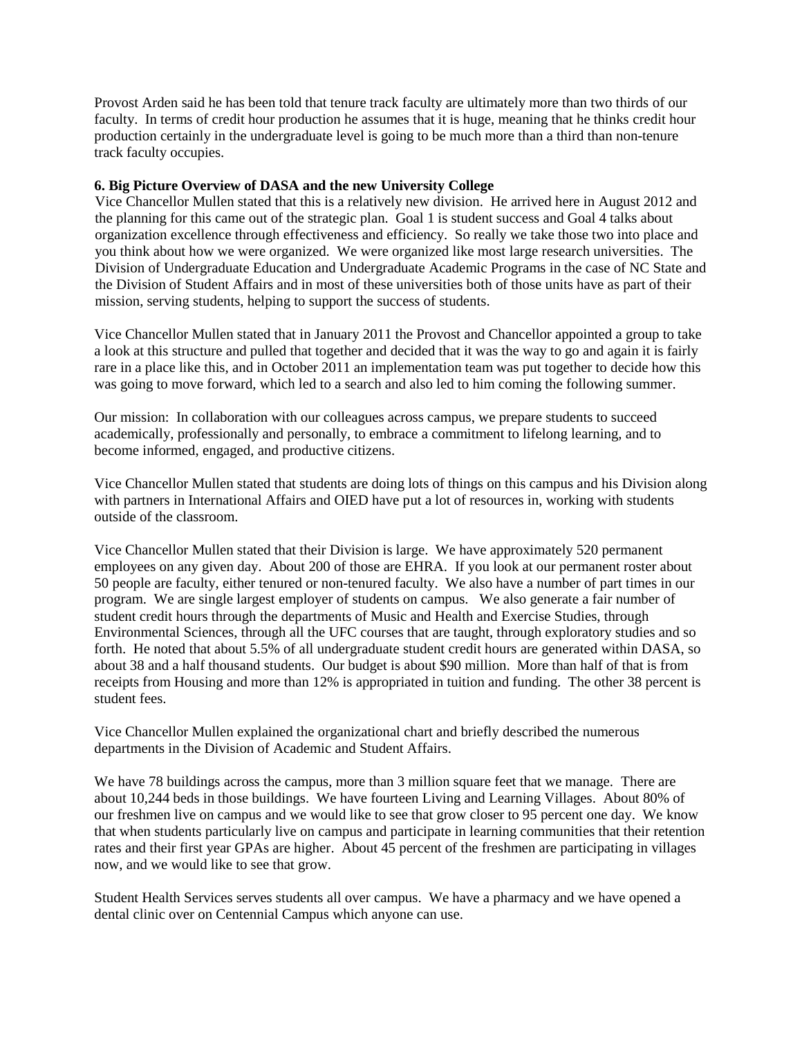Provost Arden said he has been told that tenure track faculty are ultimately more than two thirds of our faculty. In terms of credit hour production he assumes that it is huge, meaning that he thinks credit hour production certainly in the undergraduate level is going to be much more than a third than non-tenure track faculty occupies.

**6. Big Picture Overview of DASA and the new University College**

Vice Chancellor Mullen stated that this is a relatively new division. He arrived here in August 2012 and the planning for this came out of the strategic plan. Goal 1 is student success and Goal 4 talks about organization excellence through effectiveness and efficiency. So really we take those two into place and you think about how we were organized. We were organized like most large research universities. The Division of Undergraduate Education and Undergraduate Academic Programs in the case of NC State and the Division of Student Affairs and in most of these universities both of those units have as part of their mission, serving students, helping to support the success of students.

Vice Chancellor Mullen stated that in January 2011 the Provost and Chancellor appointed a group to take a look at this structure and pulled that together and decided that it was the way to go and again it is fairly rare in a place like this, and in October 2011 an implementation team was put together to decide how this was going to move forward, which led to a search and also led to him coming the following summer.

Our mission: In collaboration with our colleagues across campus, we prepare students to succeed academically, professionally and personally, to embrace a commitment to lifelong learning, and to become informed, engaged, and productive citizens.

Vice Chancellor Mullen stated that students are doing lots of things on this campus and his Division along with partners in International Affairs and OIED have put a lot of resources in, working with students outside of the classroom.

Vice Chancellor Mullen stated that their Division is large. We have approximately 520 permanent employees on any given day. About 200 of those are EHRA. If you look at our permanent roster about 50 people are faculty, either tenured or non-tenured faculty. We also have a number of part times in our program. We are single largest employer of students on campus. We also generate a fair number of student credit hours through the departments of Music and Health and Exercise Studies, through Environmental Sciences, through all the UFC courses that are taught, through exploratory studies and so forth. He noted that about 5.5% of all undergraduate student credit hours are generated within DASA, so about 38 and a half thousand students. Our budget is about $90 million. More than half of that is from receipts from Housing and more than 12% is appropriated in tuition and funding. The other 38 percent is student fees.

Vice Chancellor Mullen explained the organizational chart and briefly described the numerous departments in the Division of Academic and Student Affairs.

We have 78 buildings across the campus, more than 3 million square feet that we manage. There are about 10,244 beds in those buildings. We have fourteen Living and Learning Villages. About 80% of our freshmen live on campus and we would like to see that grow closer to 95 percent one day. We know that when students particularly live on campus and participate in learning communities that their retention rates and their first year GPAs are higher. About 45 percent of the freshmen are participating in villages now, and we would like to see that grow.

Student Health Services serves students all over campus. We have a pharmacy and we have opened a dental clinic over on Centennial Campus which anyone can use.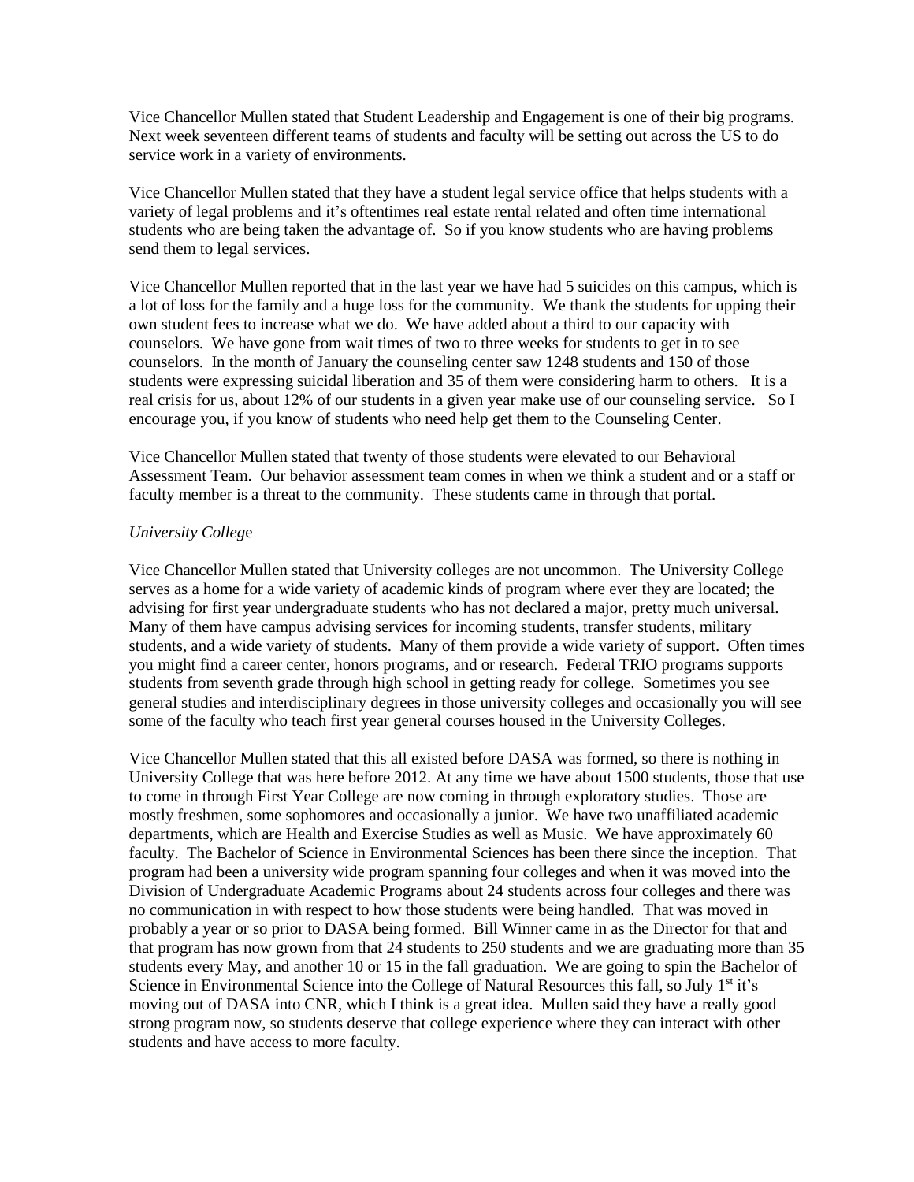Vice Chancellor Mullen stated that Student Leadership and Engagement is one of their big programs. Next week seventeen different teams of students and faculty will be setting out across the US to do service work in a variety of environments.

Vice Chancellor Mullen stated that they have a student legal service office that helps students with a variety of legal problems and it's oftentimes real estate rental related and often time international students who are being taken the advantage of. So if you know students who are having problems send them to legal services.

Vice Chancellor Mullen reported that in the last year we have had 5 suicides on this campus, which is a lot of loss for the family and a huge loss for the community. We thank the students for upping their own student fees to increase what we do. We have added about a third to our capacity with counselors. We have gone from wait times of two to three weeks for students to get in to see counselors. In the month of January the counseling center saw 1248 students and 150 of those students were expressing suicidal liberation and 35 of them were considering harm to others. It is a real crisis for us, about 12% of our students in a given year make use of our counseling service. So I encourage you, if you know of students who need help get them to the Counseling Center.

Vice Chancellor Mullen stated that twenty of those students were elevated to our Behavioral Assessment Team. Our behavior assessment team comes in when we think a student and or a staff or faculty member is a threat to the community. These students came in through that portal.

*University College*

Vice Chancellor Mullen stated that University colleges are not uncommon. The University College serves as a home for a wide variety of academic kinds of program where ever they are located; the advising for first year undergraduate students who has not declared a major, pretty much universal. Many of them have campus advising services for incoming students, transfer students, military students, and a wide variety of students. Many of them provide a wide variety of support. Often times you might find a career center, honors programs, and or research. Federal TRIO programs supports students from seventh grade through high school in getting ready for college. Sometimes you see general studies and interdisciplinary degrees in those university colleges and occasionally you will see some of the faculty who teach first year general courses housed in the University Colleges.

Vice Chancellor Mullen stated that this all existed before DASA was formed, so there is nothing in University College that was here before 2012. At any time we have about 1500 students, those that use to come in through First Year College are now coming in through exploratory studies. Those are mostly freshmen, some sophomores and occasionally a junior. We have two unaffiliated academic departments, which are Health and Exercise Studies as well as Music. We have approximately 60 faculty. The Bachelor of Science in Environmental Sciences has been there since the inception. That program had been a university wide program spanning four colleges and when it was moved into the Division of Undergraduate Academic Programs about 24 students across four colleges and there was no communication in with respect to how those students were being handled. That was moved in probably a year or so prior to DASA being formed. Bill Winner came in as the Director for that and that program has now grown from that 24 students to 250 students and we are graduating more than 35 students every May, and another 10 or 15 in the fall graduation. We are going to spin the Bachelor of Science in Environmental Science into the College of Natural Resources this fall, so July 1st it's moving out of DASA into CNR, which I think is a great idea. Mullen said they have a really good strong program now, so students deserve that college experience where they can interact with other students and have access to more faculty.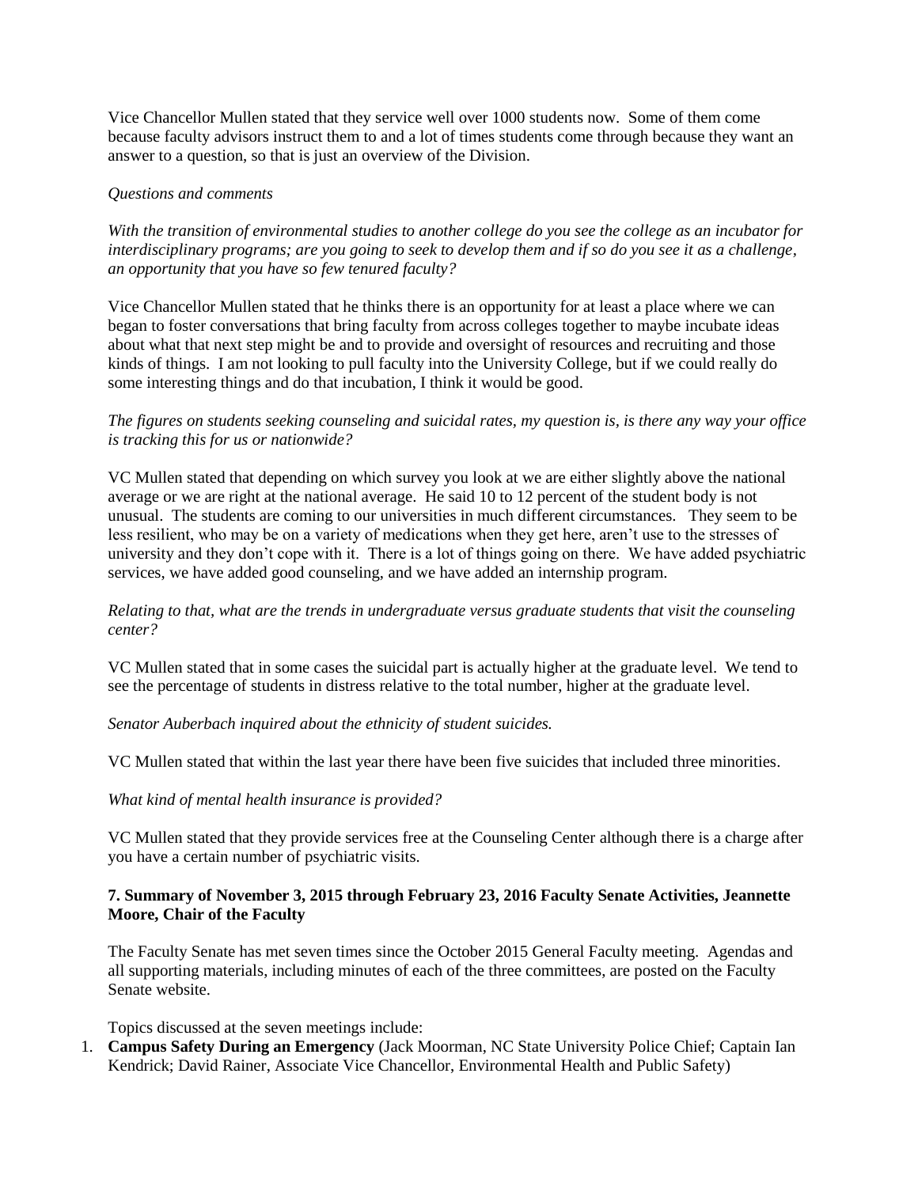Vice Chancellor Mullen stated that they service well over 1000 students now. Some of them come because faculty advisors instruct them to and a lot of times students come through because they want an answer to a question, so that is just an overview of the Division.

*Questions and comments*

*With the transition of environmental studies to another college do you see the college as an incubator for interdisciplinary programs; are you going to seek to develop them and if so do you see it as a challenge, an opportunity that you have so few tenured faculty?*

Vice Chancellor Mullen stated that he thinks there is an opportunity for at least a place where we can began to foster conversations that bring faculty from across colleges together to maybe incubate ideas about what that next step might be and to provide and oversight of resources and recruiting and those kinds of things. I am not looking to pull faculty into the University College, but if we could really do some interesting things and do that incubation, I think it would be good.

*The figures on students seeking counseling and suicidal rates, my question is, is there any way your office is tracking this for us or nationwide?*

VC Mullen stated that depending on which survey you look at we are either slightly above the national average or we are right at the national average. He said 10 to 12 percent of the student body is not unusual. The students are coming to our universities in much different circumstances. They seem to be less resilient, who may be on a variety of medications when they get here, aren't use to the stresses of university and they don't cope with it. There is a lot of things going on there. We have added psychiatric services, we have added good counseling, and we have added an internship program.

*Relating to that, what are the trends in undergraduate versus graduate students that visit the counseling center?*

VC Mullen stated that in some cases the suicidal part is actually higher at the graduate level. We tend to see the percentage of students in distress relative to the total number, higher at the graduate level.

*Senator Auberbach inquired about the ethnicity of student suicides.*

VC Mullen stated that within the last year there have been five suicides that included three minorities.

*What kind of mental health insurance is provided?*

VC Mullen stated that they provide services free at the Counseling Center although there is a charge after you have a certain number of psychiatric visits.

**7. Summary of November 3, 2015 through February 23, 2016 Faculty Senate Activities, Jeannette Moore, Chair of the Faculty**

The Faculty Senate has met seven times since the October 2015 General Faculty meeting. Agendas and all supporting materials, including minutes of each of the three committees, are posted on the Faculty Senate website.

Topics discussed at the seven meetings include:

1. **Campus Safety During an Emergency** (Jack Moorman, NC State University Police Chief; Captain Ian Kendrick; David Rainer, Associate Vice Chancellor, Environmental Health and Public Safety)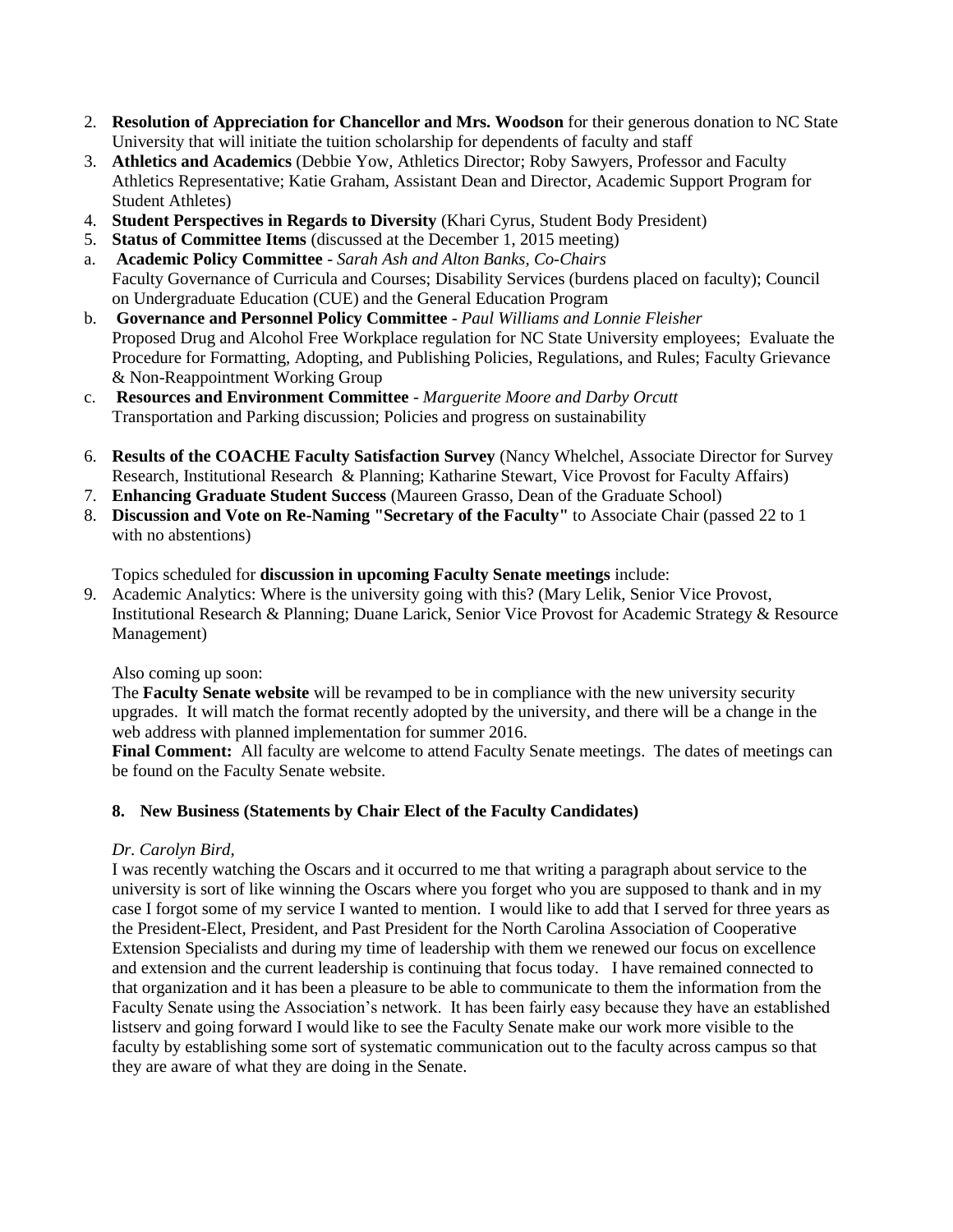2. **Resolution of Appreciation for Chancellor and Mrs. Woodson** for their generous donation to NC State University that will initiate the tuition scholarship for dependents of faculty and staff
3. **Athletics and Academics** (Debbie Yow, Athletics Director; Roby Sawyers, Professor and Faculty Athletics Representative; Katie Graham, Assistant Dean and Director, Academic Support Program for Student Athletes)
4. **Student Perspectives in Regards to Diversity** (Khari Cyrus, Student Body President)
5. **Status of Committee Items** (discussed at the December 1, 2015 meeting)

a. **Academic Policy Committee** - *Sarah Ash and Alton Banks, Co-Chairs*
Faculty Governance of Curricula and Courses; Disability Services (burdens placed on faculty); Council on Undergraduate Education (CUE) and the General Education Program

b. **Governance and Personnel Policy Committee** - *Paul Williams and Lonnie Fleisher*
Proposed Drug and Alcohol Free Workplace regulation for NC State University employees; Evaluate the Procedure for Formatting, Adopting, and Publishing Policies, Regulations, and Rules; Faculty Grievance & Non-Reappointment Working Group

c. **Resources and Environment Committee** - *Marguerite Moore and Darby Orcutt*
Transportation and Parking discussion; Policies and progress on sustainability

6. **Results of the COACHE Faculty Satisfaction Survey** (Nancy Whelchel, Associate Director for Survey Research, Institutional Research & Planning; Katharine Stewart, Vice Provost for Faculty Affairs)
7. **Enhancing Graduate Student Success** (Maureen Grasso, Dean of the Graduate School)
8. **Discussion and Vote on Re-Naming "Secretary of the Faculty"** to Associate Chair (passed 22 to 1 with no abstentions)

Topics scheduled for **discussion in upcoming Faculty Senate meetings** include:

9. Academic Analytics: Where is the university going with this? (Mary Lelik, Senior Vice Provost, Institutional Research & Planning; Duane Larick, Senior Vice Provost for Academic Strategy & Resource Management)

Also coming up soon:
The **Faculty Senate website** will be revamped to be in compliance with the new university security upgrades. It will match the format recently adopted by the university, and there will be a change in the web address with planned implementation for summer 2016.
**Final Comment:** All faculty are welcome to attend Faculty Senate meetings. The dates of meetings can be found on the Faculty Senate website.

**8. New Business (Statements by Chair Elect of the Faculty Candidates)**

*Dr. Carolyn Bird,*
I was recently watching the Oscars and it occurred to me that writing a paragraph about service to the university is sort of like winning the Oscars where you forget who you are supposed to thank and in my case I forgot some of my service I wanted to mention. I would like to add that I served for three years as the President-Elect, President, and Past President for the North Carolina Association of Cooperative Extension Specialists and during my time of leadership with them we renewed our focus on excellence and extension and the current leadership is continuing that focus today. I have remained connected to that organization and it has been a pleasure to be able to communicate to them the information from the Faculty Senate using the Association's network. It has been fairly easy because they have an established listserv and going forward I would like to see the Faculty Senate make our work more visible to the faculty by establishing some sort of systematic communication out to the faculty across campus so that they are aware of what they are doing in the Senate.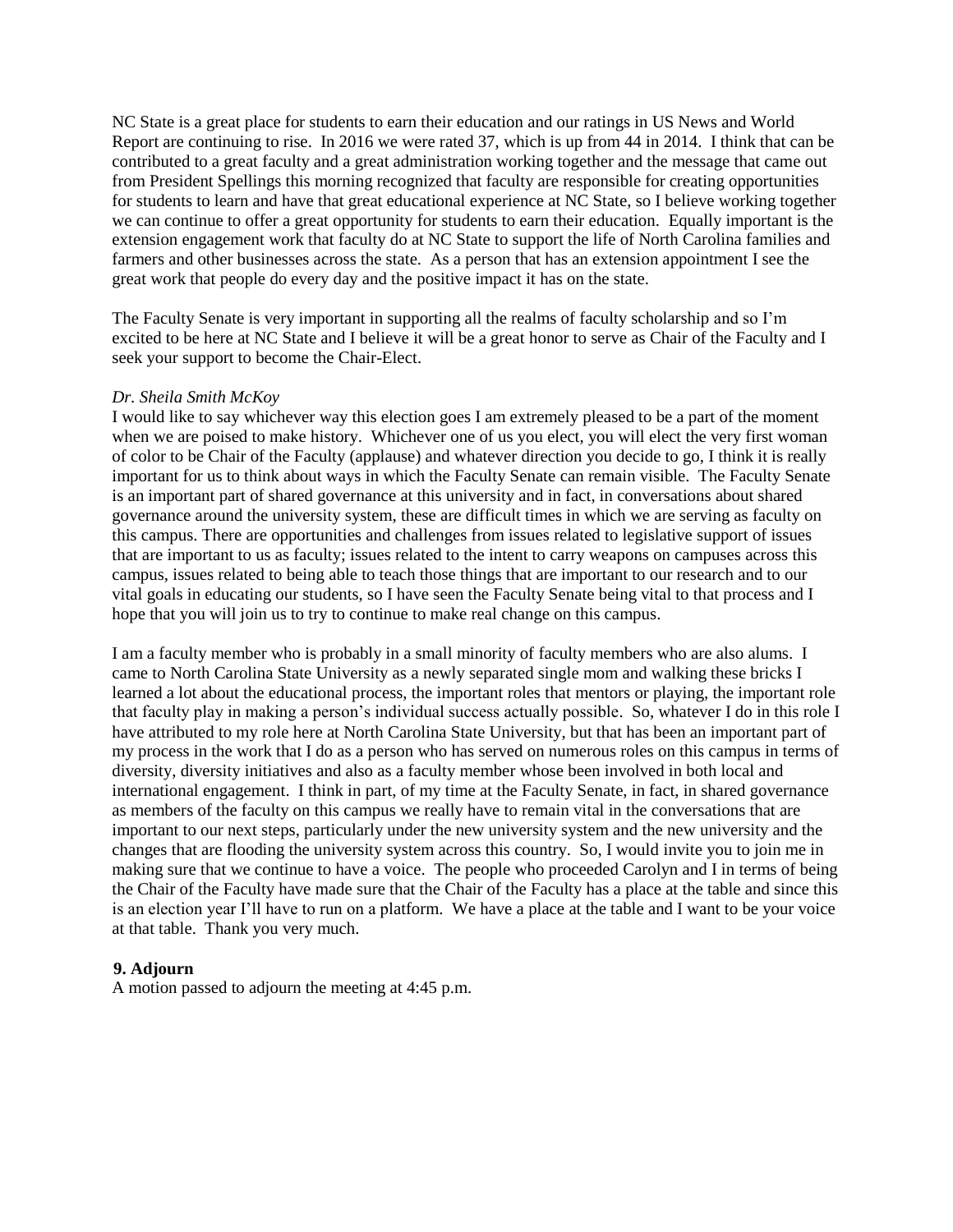NC State is a great place for students to earn their education and our ratings in US News and World Report are continuing to rise. In 2016 we were rated 37, which is up from 44 in 2014. I think that can be contributed to a great faculty and a great administration working together and the message that came out from President Spellings this morning recognized that faculty are responsible for creating opportunities for students to learn and have that great educational experience at NC State, so I believe working together we can continue to offer a great opportunity for students to earn their education. Equally important is the extension engagement work that faculty do at NC State to support the life of North Carolina families and farmers and other businesses across the state. As a person that has an extension appointment I see the great work that people do every day and the positive impact it has on the state.

The Faculty Senate is very important in supporting all the realms of faculty scholarship and so I'm excited to be here at NC State and I believe it will be a great honor to serve as Chair of the Faculty and I seek your support to become the Chair-Elect.

*Dr. Sheila Smith McKoy*

I would like to say whichever way this election goes I am extremely pleased to be a part of the moment when we are poised to make history. Whichever one of us you elect, you will elect the very first woman of color to be Chair of the Faculty (applause) and whatever direction you decide to go, I think it is really important for us to think about ways in which the Faculty Senate can remain visible. The Faculty Senate is an important part of shared governance at this university and in fact, in conversations about shared governance around the university system, these are difficult times in which we are serving as faculty on this campus. There are opportunities and challenges from issues related to legislative support of issues that are important to us as faculty; issues related to the intent to carry weapons on campuses across this campus, issues related to being able to teach those things that are important to our research and to our vital goals in educating our students, so I have seen the Faculty Senate being vital to that process and I hope that you will join us to try to continue to make real change on this campus.

I am a faculty member who is probably in a small minority of faculty members who are also alums. I came to North Carolina State University as a newly separated single mom and walking these bricks I learned a lot about the educational process, the important roles that mentors or playing, the important role that faculty play in making a person's individual success actually possible. So, whatever I do in this role I have attributed to my role here at North Carolina State University, but that has been an important part of my process in the work that I do as a person who has served on numerous roles on this campus in terms of diversity, diversity initiatives and also as a faculty member whose been involved in both local and international engagement. I think in part, of my time at the Faculty Senate, in fact, in shared governance as members of the faculty on this campus we really have to remain vital in the conversations that are important to our next steps, particularly under the new university system and the new university and the changes that are flooding the university system across this country. So, I would invite you to join me in making sure that we continue to have a voice. The people who proceeded Carolyn and I in terms of being the Chair of the Faculty have made sure that the Chair of the Faculty has a place at the table and since this is an election year I'll have to run on a platform. We have a place at the table and I want to be your voice at that table. Thank you very much.

**9. Adjourn**

A motion passed to adjourn the meeting at 4:45 p.m.